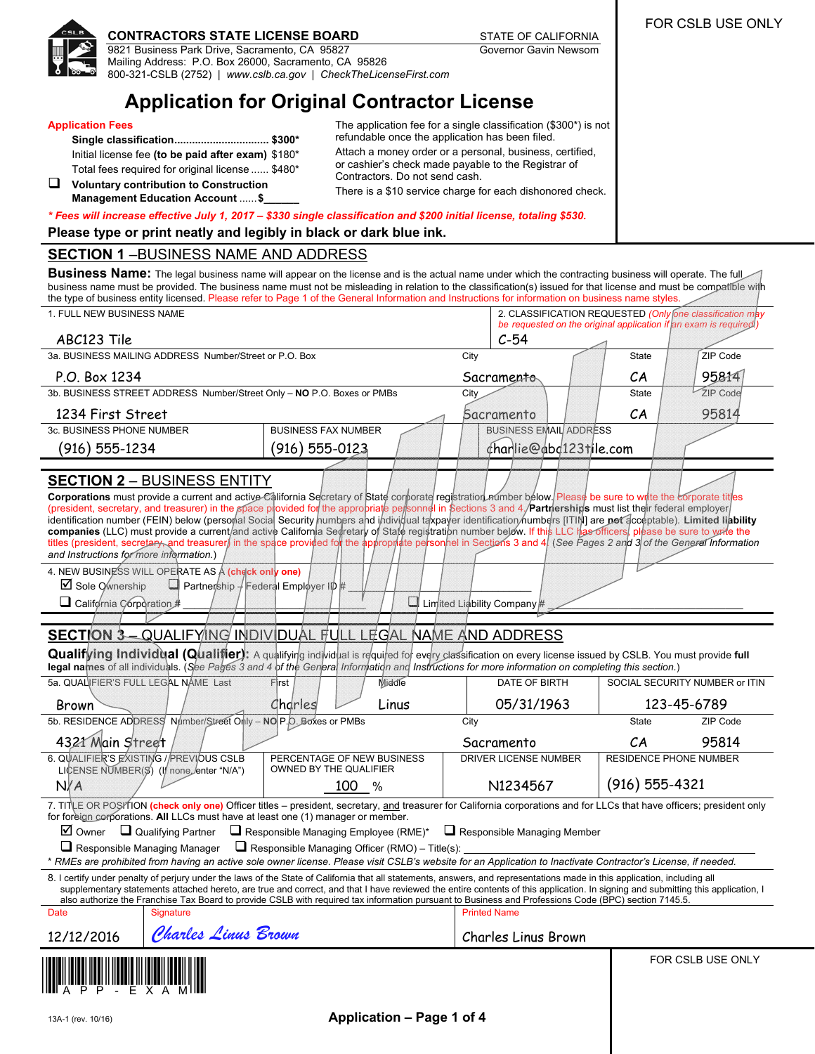FOR CSLB USE ONLY

**CONTRACTORS STATE LICENSE BOARD**
9821 Business Park Drive, Sacramento, CA 95827
Mailing Address: P.O. Box 26000, Sacramento, CA 95826
800-321-CSLB (2752) | *www.cslb.ca.gov* | *CheckTheLicenseFirst.com*

STATE OF CALIFORNIA
Governor Gavin Newsom

# Application for Original Contractor License

**Application Fees**

**Single classification............................... $300***
Initial license fee **(to be paid after exam)** $180*
Total fees required for original license ...... $480*

❑ **Voluntary contribution to Construction Management Education Account ......$______**

The application fee for a single classification ($300*) is not refundable once the application has been filed.

Attach a money order or a personal, business, certified, or cashier's check made payable to the Registrar of Contractors. Do not send cash.

There is a $10 service charge for each dishonored check.

***\* Fees will increase effective July 1, 2017 – $330 single classification and $200 initial license, totaling $530.***

**Please type or print neatly and legibly in black or dark blue ink.**

## SECTION 1 –BUSINESS NAME AND ADDRESS

**Business Name:** The legal business name will appear on the license and is the actual name under which the contracting business will operate. The full business name must be provided. The business name must not be misleading in relation to the classification(s) issued for that license and must be compatible with the type of business entity licensed. Please refer to Page 1 of the General Information and Instructions for information on business name styles.

1. FULL NEW BUSINESS NAME: ABC123 Tile

2. CLASSIFICATION REQUESTED *(Only one classification may be requested on the original application if an exam is required)*: C-54

3a. BUSINESS MAILING ADDRESS Number/Street or P.O. Box: P.O. Box 1234 | City: Sacramento | State: CA | ZIP Code: 95814

3b. BUSINESS STREET ADDRESS Number/Street Only – **NO** P.O. Boxes or PMBs: 1234 First Street | City: Sacramento | State: CA | ZIP Code: 95814

3c. BUSINESS PHONE NUMBER: (916) 555-1234 | BUSINESS FAX NUMBER: (916) 555-0123 | BUSINESS EMAIL ADDRESS: charlie@abc123tile.com

## SECTION 2 – BUSINESS ENTITY

**Corporations** must provide a current and active California Secretary of State corporate registration number below. Please be sure to write the corporate titles (president, secretary, and treasurer) in the space provided for the appropriate personnel in Sections 3 and 4. **Partnerships** must list their federal employer identification number (FEIN) below (personal Social Security numbers and individual taxpayer identification numbers [ITIN] are **not** acceptable). **Limited liability companies** (LLC) must provide a current and active California Secretary of State registration number below. If this LLC has officers, please be sure to write the titles (president, secretary, and treasurer) in the space provided for the appropriate personnel in Sections 3 and 4. *(See Pages 2 and 3 of the General Information and Instructions for more information.)*

4. NEW BUSINESS WILL OPERATE AS A **(check only one)**

☑ Sole Ownership ❑ Partnership – Federal Employer ID # ________
❑ California Corporation # ________ ❑ Limited Liability Company # ________

## SECTION 3 – QUALIFYING INDIVIDUAL FULL LEGAL NAME AND ADDRESS

**Qualifying Individual (Qualifier):** A qualifying individual is required for every classification on every license issued by CSLB. You must provide **full legal names** of all individuals. *(See Pages 3 and 4 of the General Information and Instructions for more information on completing this section.)*

5a. QUALIFIER'S FULL LEGAL NAME Last: Brown | First: Charles | Middle: Linus | DATE OF BIRTH: 05/31/1963 | SOCIAL SECURITY NUMBER or ITIN: 123-45-6789

5b. RESIDENCE ADDRESS Number/Street Only – **NO** P.O. Boxes or PMBs: 4321 Main Street | City: Sacramento | State: CA | ZIP Code: 95814

6. QUALIFIER'S EXISTING / PREVIOUS CSLB LICENSE NUMBER(S) (If none, enter "N/A"): N/A | PERCENTAGE OF NEW BUSINESS OWNED BY THE QUALIFIER: 100 % | DRIVER LICENSE NUMBER: N1234567 | RESIDENCE PHONE NUMBER: (916) 555-4321

7. TITLE OR POSITION **(check only one)** Officer titles – president, secretary, and treasurer for California corporations and for LLCs that have officers; president only for foreign corporations. **All** LLCs must have at least one (1) manager or member.

☑ Owner ❑ Qualifying Partner ❑ Responsible Managing Employee (RME)* ❑ Responsible Managing Member
❑ Responsible Managing Manager ❑ Responsible Managing Officer (RMO) – Title(s): ________

*\* RMEs are prohibited from having an active sole owner license. Please visit CSLB's website for an Application to Inactivate Contractor's License, if needed.*

8. I certify under penalty of perjury under the laws of the State of California that all statements, answers, and representations made in this application, including all supplementary statements attached hereto, are true and correct, and that I have reviewed the entire contents of this application. In signing and submitting this application, I also authorize the Franchise Tax Board to provide CSLB with required tax information pursuant to Business and Professions Code (BPC) section 7145.5.

| Date | Signature | Printed Name |
|---|---|---|
| 12/12/2016 | *Charles Linus Brown* | Charles Linus Brown |

FOR CSLB USE ONLY

APP-EXAM

13A-1 (rev. 10/16)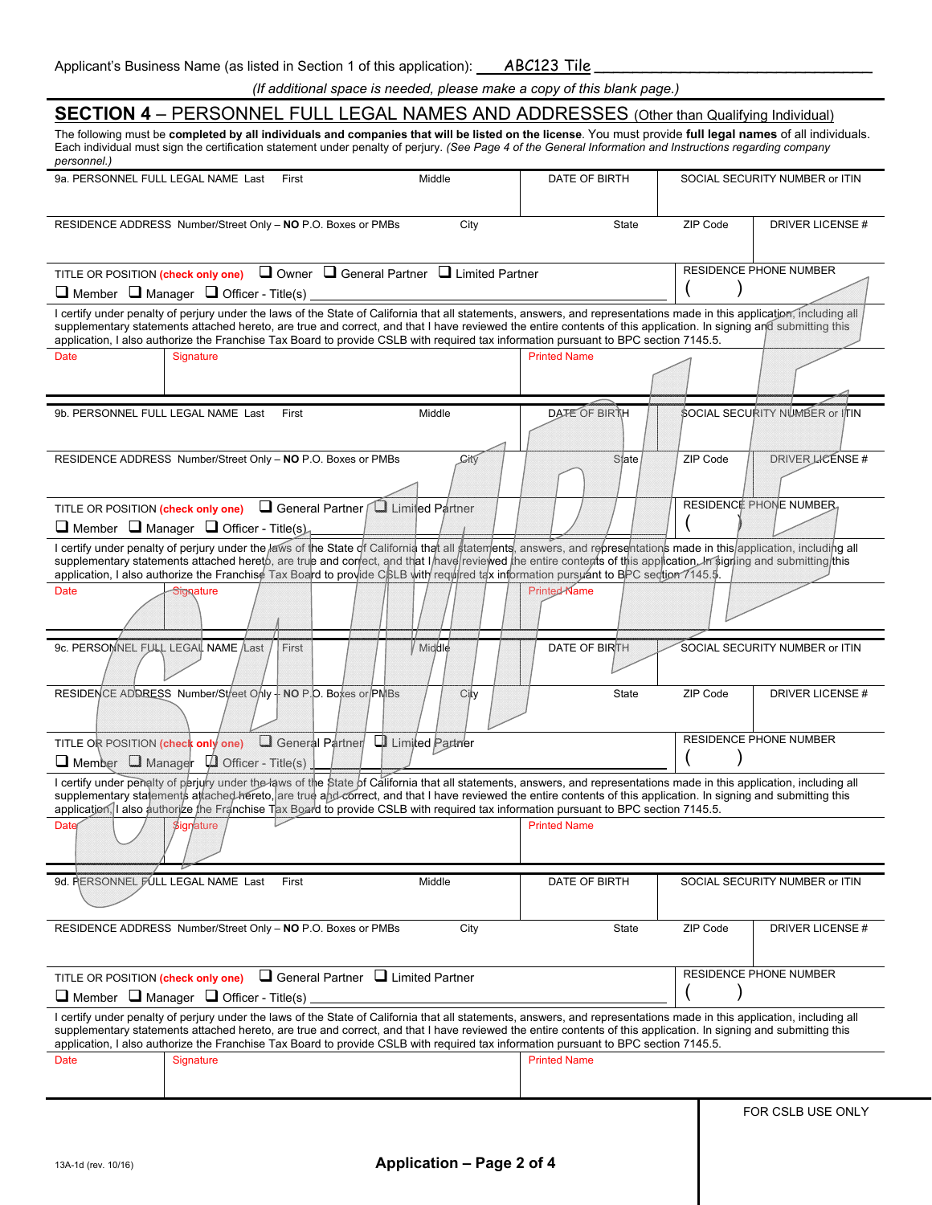Applicant's Business Name (as listed in Section 1 of this application): ABC123 Tile

*(If additional space is needed, please make a copy of this blank page.)*

## SECTION 4 – PERSONNEL FULL LEGAL NAMES AND ADDRESSES (Other than Qualifying Individual)

The following must be **completed by all individuals and companies that will be listed on the license**. You must provide **full legal names** of all individuals. Each individual must sign the certification statement under penalty of perjury. *(See Page 4 of the General Information and Instructions regarding company personnel.)*

| 9a. PERSONNEL FULL LEGAL NAME Last | First | Middle | DATE OF BIRTH | SOCIAL SECURITY NUMBER or ITIN |
|---|---|---|---|---|
| | | | | |

| RESIDENCE ADDRESS Number/Street Only – **NO** P.O. Boxes or PMBs | City | State | ZIP Code | DRIVER LICENSE # |
|---|---|---|---|---|
| | | | | |

TITLE OR POSITION **(check only one)** ❑ Owner ❑ General Partner ❑ Limited Partner
❑ Member ❑ Manager ❑ Officer - Title(s) ____________

RESIDENCE PHONE NUMBER ( )

I certify under penalty of perjury under the laws of the State of California that all statements, answers, and representations made in this application, including all supplementary statements attached hereto, are true and correct, and that I have reviewed the entire contents of this application. In signing and submitting this application, I also authorize the Franchise Tax Board to provide CSLB with required tax information pursuant to BPC section 7145.5.

| Date | Signature | Printed Name |
|---|---|---|
| | | |

| 9b. PERSONNEL FULL LEGAL NAME Last | First | Middle | DATE OF BIRTH | SOCIAL SECURITY NUMBER or ITIN |
|---|---|---|---|---|
| | | | | |

| RESIDENCE ADDRESS Number/Street Only – **NO** P.O. Boxes or PMBs | City | State | ZIP Code | DRIVER LICENSE # |
|---|---|---|---|---|
| | | | | |

TITLE OR POSITION **(check only one)** ❑ General Partner ❑ Limited Partner
❑ Member ❑ Manager ❑ Officer - Title(s) ____________

RESIDENCE PHONE NUMBER ( )

I certify under penalty of perjury under the laws of the State of California that all statements, answers, and representations made in this application, including all supplementary statements attached hereto, are true and correct, and that I have reviewed the entire contents of this application. In signing and submitting this application, I also authorize the Franchise Tax Board to provide CSLB with required tax information pursuant to BPC section 7145.5.

| Date | Signature | Printed Name |
|---|---|---|
| | | |

| 9c. PERSONNEL FULL LEGAL NAME Last | First | Middle | DATE OF BIRTH | SOCIAL SECURITY NUMBER or ITIN |
|---|---|---|---|---|
| | | | | |

| RESIDENCE ADDRESS Number/Street Only – **NO** P.O. Boxes or PMBs | City | State | ZIP Code | DRIVER LICENSE # |
|---|---|---|---|---|
| | | | | |

TITLE OR POSITION **(check only one)** ❑ General Partner ❑ Limited Partner
❑ Member ❑ Manager ❑ Officer - Title(s) ____________

RESIDENCE PHONE NUMBER ( )

I certify under penalty of perjury under the laws of the State of California that all statements, answers, and representations made in this application, including all supplementary statements attached hereto, are true and correct, and that I have reviewed the entire contents of this application. In signing and submitting this application, I also authorize the Franchise Tax Board to provide CSLB with required tax information pursuant to BPC section 7145.5.

| Date | Signature | Printed Name |
|---|---|---|
| | | |

| 9d. PERSONNEL FULL LEGAL NAME Last | First | Middle | DATE OF BIRTH | SOCIAL SECURITY NUMBER or ITIN |
|---|---|---|---|---|
| | | | | |

| RESIDENCE ADDRESS Number/Street Only – **NO** P.O. Boxes or PMBs | City | State | ZIP Code | DRIVER LICENSE # |
|---|---|---|---|---|
| | | | | |

TITLE OR POSITION **(check only one)** ❑ General Partner ❑ Limited Partner
❑ Member ❑ Manager ❑ Officer - Title(s) ____________

RESIDENCE PHONE NUMBER ( )

I certify under penalty of perjury under the laws of the State of California that all statements, answers, and representations made in this application, including all supplementary statements attached hereto, are true and correct, and that I have reviewed the entire contents of this application. In signing and submitting this application, I also authorize the Franchise Tax Board to provide CSLB with required tax information pursuant to BPC section 7145.5.

| Date | Signature | Printed Name |
|---|---|---|
| | | |

FOR CSLB USE ONLY

13A-1d (rev. 10/16)

**Application – Page 2 of 4**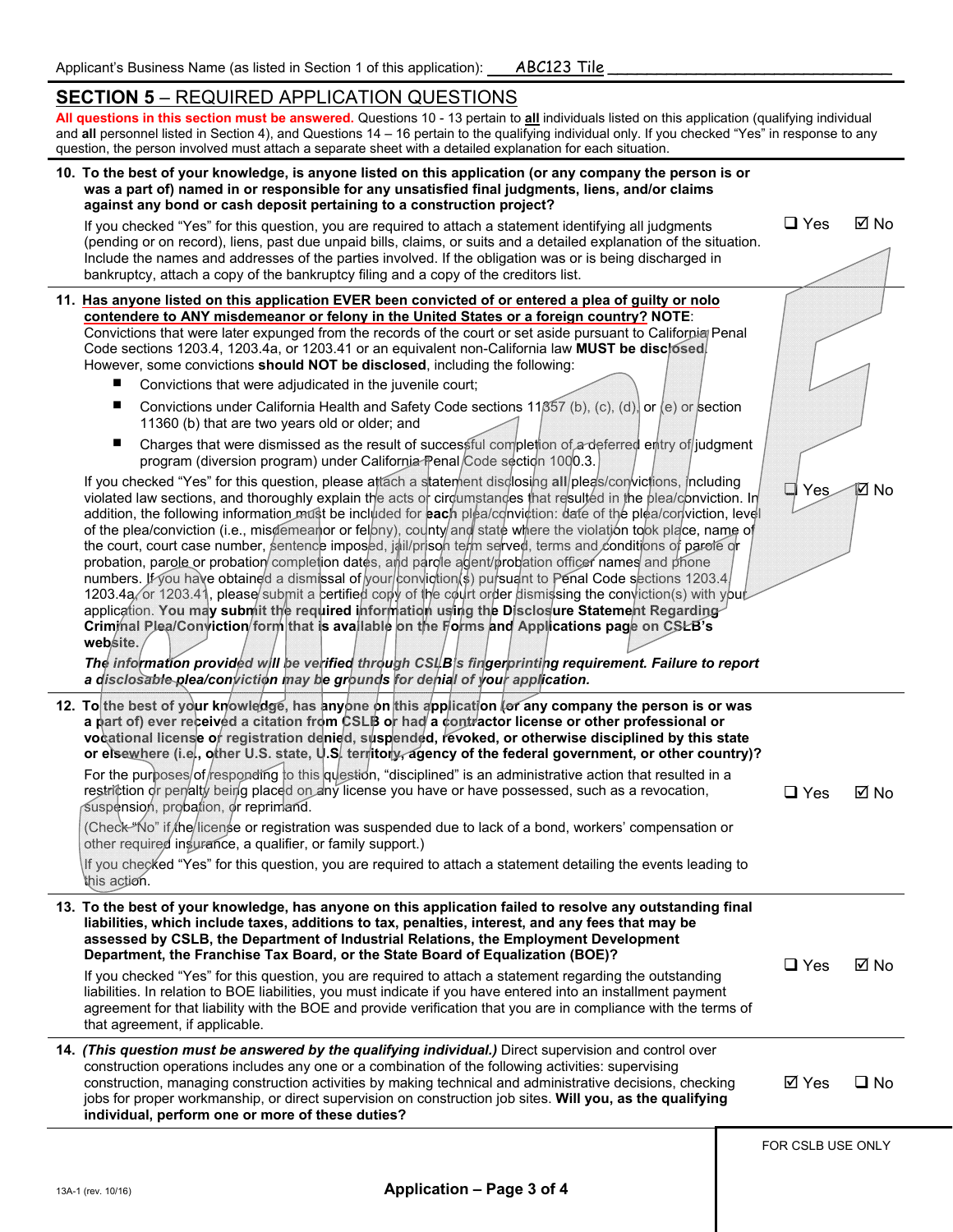Applicant's Business Name (as listed in Section 1 of this application): ABC123 Tile

## SECTION 5 – REQUIRED APPLICATION QUESTIONS

**All questions in this section must be answered.** Questions 10 - 13 pertain to **all** individuals listed on this application (qualifying individual and **all** personnel listed in Section 4), and Questions 14 – 16 pertain to the qualifying individual only. If you checked "Yes" in response to any question, the person involved must attach a separate sheet with a detailed explanation for each situation.

**10. To the best of your knowledge, is anyone listed on this application (or any company the person is or was a part of) named in or responsible for any unsatisfied final judgments, liens, and/or claims against any bond or cash deposit pertaining to a construction project?**

If you checked "Yes" for this question, you are required to attach a statement identifying all judgments (pending or on record), liens, past due unpaid bills, claims, or suits and a detailed explanation of the situation. Include the names and addresses of the parties involved. If the obligation was or is being discharged in bankruptcy, attach a copy of the bankruptcy filing and a copy of the creditors list.

☐ Yes ☑ No

**11. Has anyone listed on this application EVER been convicted of or entered a plea of guilty or nolo contendere to ANY misdemeanor or felony in the United States or a foreign country? NOTE**: Convictions that were later expunged from the records of the court or set aside pursuant to California Penal Code sections 1203.4, 1203.4a, or 1203.41 or an equivalent non-California law **MUST be disclosed**. However, some convictions **should NOT be disclosed**, including the following:

- Convictions that were adjudicated in the juvenile court;
- Convictions under California Health and Safety Code sections 11357 (b), (c), (d), or (e) or section 11360 (b) that are two years old or older; and
- Charges that were dismissed as the result of successful completion of a deferred entry of judgment program (diversion program) under California Penal Code section 1000.3.

If you checked "Yes" for this question, please attach a statement disclosing **all** pleas/convictions, including violated law sections, and thoroughly explain the acts or circumstances that resulted in the plea/conviction. In addition, the following information must be included for **each** plea/conviction: date of the plea/conviction, level of the plea/conviction (i.e., misdemeanor or felony), county and state where the violation took place, name of the court, court case number, sentence imposed, jail/prison term served, terms and conditions of parole or probation, parole or probation completion dates, and parole agent/probation officer names and phone numbers. If you have obtained a dismissal of your conviction(s) pursuant to Penal Code sections 1203.4, 1203.4a, or 1203.41, please submit a certified copy of the court order dismissing the conviction(s) with your application. **You may submit the required information using the Disclosure Statement Regarding Criminal Plea/Conviction form that is available on the Forms and Applications page on CSLB's website.**

***The information provided will be verified through CSLB's fingerprinting requirement. Failure to report a disclosable plea/conviction may be grounds for denial of your application.***

☐ Yes ☑ No

**12. To the best of your knowledge, has anyone on this application (or any company the person is or was a part of) ever received a citation from CSLB or had a contractor license or other professional or vocational license or registration denied, suspended, revoked, or otherwise disciplined by this state or elsewhere (i.e., other U.S. state, U.S. territory, agency of the federal government, or other country)?**

For the purposes of responding to this question, "disciplined" is an administrative action that resulted in a restriction or penalty being placed on any license you have or have possessed, such as a revocation, suspension, probation, or reprimand.

(Check "No" if the license or registration was suspended due to lack of a bond, workers' compensation or other required insurance, a qualifier, or family support.)

If you checked "Yes" for this question, you are required to attach a statement detailing the events leading to this action.

☐ Yes ☑ No

**13. To the best of your knowledge, has anyone on this application failed to resolve any outstanding final liabilities, which include taxes, additions to tax, penalties, interest, and any fees that may be assessed by CSLB, the Department of Industrial Relations, the Employment Development Department, the Franchise Tax Board, or the State Board of Equalization (BOE)?**

If you checked "Yes" for this question, you are required to attach a statement regarding the outstanding liabilities. In relation to BOE liabilities, you must indicate if you have entered into an installment payment agreement for that liability with the BOE and provide verification that you are in compliance with the terms of that agreement, if applicable.

☐ Yes ☑ No

**14.** ***(This question must be answered by the qualifying individual.)*** Direct supervision and control over construction operations includes any one or a combination of the following activities: supervising construction, managing construction activities by making technical and administrative decisions, checking jobs for proper workmanship, or direct supervision on construction job sites. **Will you, as the qualifying individual, perform one or more of these duties?**

☑ Yes ☐ No

FOR CSLB USE ONLY

13A-1 (rev. 10/16)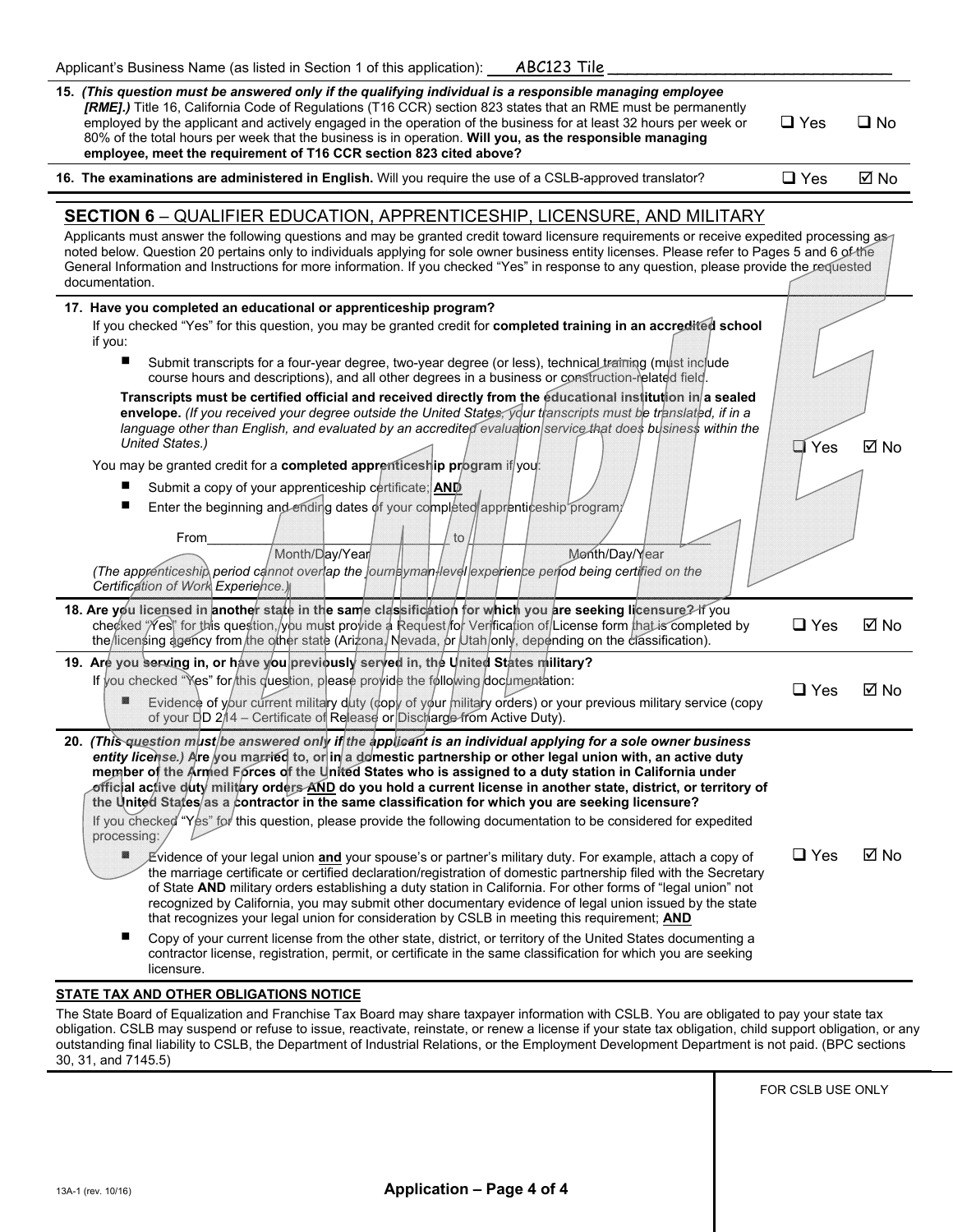Applicant's Business Name (as listed in Section 1 of this application): ABC123 Tile

**15.** ***(This question must be answered only if the qualifying individual is a responsible managing employee [RME].)*** Title 16, California Code of Regulations (T16 CCR) section 823 states that an RME must be permanently employed by the applicant and actively engaged in the operation of the business for at least 32 hours per week or 80% of the total hours per week that the business is in operation. **Will you, as the responsible managing employee, meet the requirement of T16 CCR section 823 cited above?** ☐ Yes ☐ No

**16. The examinations are administered in English.** Will you require the use of a CSLB-approved translator? ☐ Yes ☑ No

## SECTION 6 – QUALIFIER EDUCATION, APPRENTICESHIP, LICENSURE, AND MILITARY

Applicants must answer the following questions and may be granted credit toward licensure requirements or receive expedited processing as noted below. Question 20 pertains only to individuals applying for sole owner business entity licenses. Please refer to Pages 5 and 6 of the General Information and Instructions for more information. If you checked "Yes" in response to any question, please provide the requested documentation.

**17. Have you completed an educational or apprenticeship program?** ☐ Yes ☑ No

If you checked "Yes" for this question, you may be granted credit for **completed training in an accredited school** if you:

- Submit transcripts for a four-year degree, two-year degree (or less), technical training (must include course hours and descriptions), and all other degrees in a business or construction-related field.

**Transcripts must be certified official and received directly from the educational institution in a sealed envelope.** *(If you received your degree outside the United States, your transcripts must be translated, if in a language other than English, and evaluated by an accredited evaluation service that does business within the United States.)*

You may be granted credit for a **completed apprenticeship program** if you:

- Submit a copy of your apprenticeship certificate; **AND**
- Enter the beginning and ending dates of your completed apprenticeship program:

From ____________________ to ____________________
Month/Day/Year Month/Day/Year

*(The apprenticeship period cannot overlap the journeyman-level experience period being certified on the Certification of Work Experience.)*

**18. Are you licensed in another state in the same classification for which you are seeking licensure?** If you checked "Yes" for this question, you must provide a Request for Verification of License form that is completed by the licensing agency from the other state (Arizona, Nevada, or Utah only, depending on the classification). ☐ Yes ☑ No

**19. Are you serving in, or have you previously served in, the United States military?** ☐ Yes ☑ No

If you checked "Yes" for this question, please provide the following documentation:

- Evidence of your current military duty (copy of your military orders) or your previous military service (copy of your DD 214 – Certificate of Release or Discharge from Active Duty).

**20.** ***(This question must be answered only if the applicant is an individual applying for a sole owner business entity license.)*** **Are you married to, or in a domestic partnership or other legal union with, an active duty member of the Armed Forces of the United States who is assigned to a duty station in California under official active duty military orders <u>AND</u> do you hold a current license in another state, district, or territory of the United States as a contractor in the same classification for which you are seeking licensure?** ☐ Yes ☑ No

If you checked "Yes" for this question, please provide the following documentation to be considered for expedited processing:

- Evidence of your legal union **and** your spouse's or partner's military duty. For example, attach a copy of the marriage certificate or certified declaration/registration of domestic partnership filed with the Secretary of State **AND** military orders establishing a duty station in California. For other forms of "legal union" not recognized by California, you may submit other documentary evidence of legal union issued by the state that recognizes your legal union for consideration by CSLB in meeting this requirement; **AND**
- Copy of your current license from the other state, district, or territory of the United States documenting a contractor license, registration, permit, or certificate in the same classification for which you are seeking licensure.

**STATE TAX AND OTHER OBLIGATIONS NOTICE**

The State Board of Equalization and Franchise Tax Board may share taxpayer information with CSLB. You are obligated to pay your state tax obligation. CSLB may suspend or refuse to issue, reactivate, reinstate, or renew a license if your state tax obligation, child support obligation, or any outstanding final liability to CSLB, the Department of Industrial Relations, or the Employment Development Department is not paid. (BPC sections 30, 31, and 7145.5)

FOR CSLB USE ONLY

13A-1 (rev. 10/16)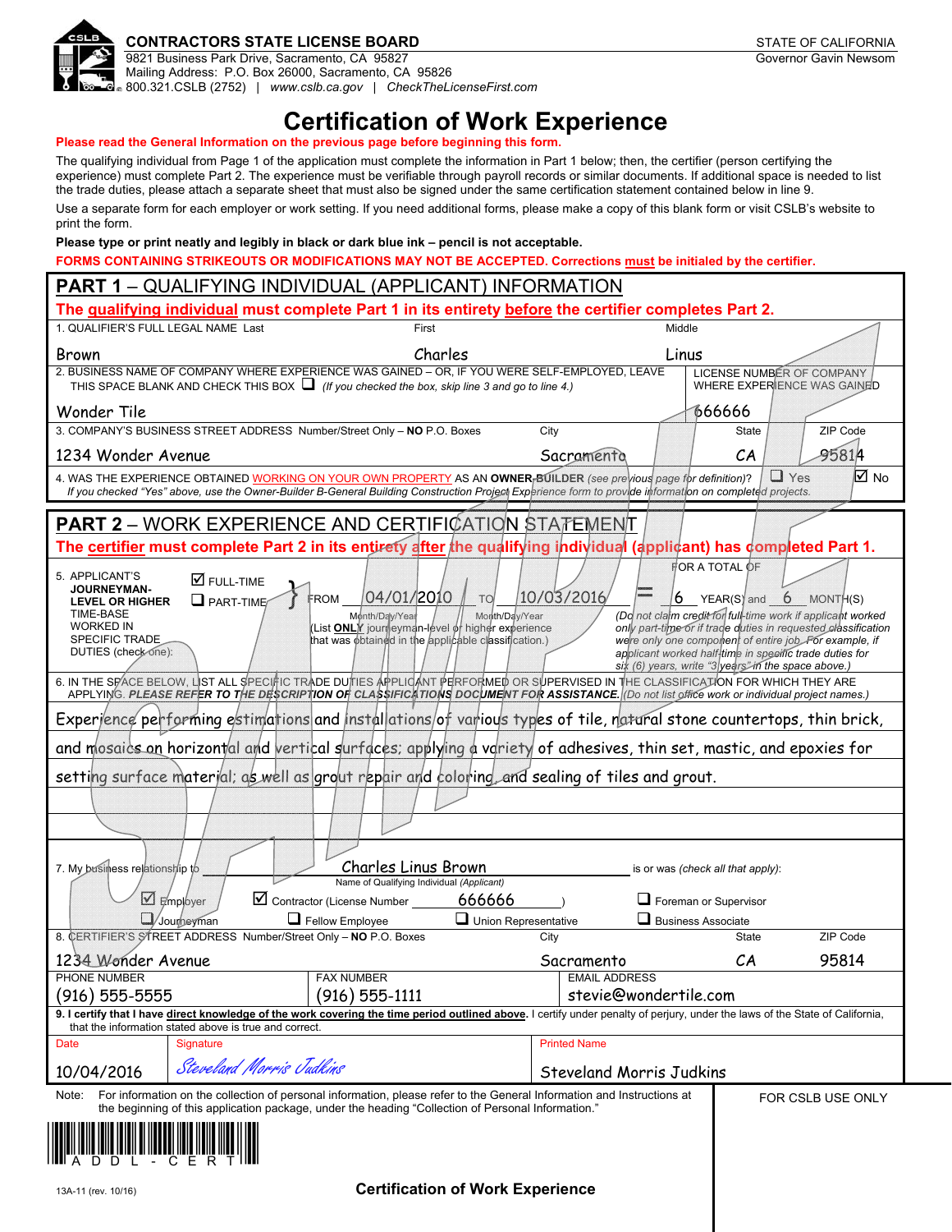**CONTRACTORS STATE LICENSE BOARD**
9821 Business Park Drive, Sacramento, CA 95827
Mailing Address: P.O. Box 26000, Sacramento, CA 95826
800.321.CSLB (2752) | www.cslb.ca.gov | CheckTheLicenseFirst.com

STATE OF CALIFORNIA
Governor Gavin Newsom

# Certification of Work Experience

**Please read the General Information on the previous page before beginning this form.**

The qualifying individual from Page 1 of the application must complete the information in Part 1 below; then, the certifier (person certifying the experience) must complete Part 2. The experience must be verifiable through payroll records or similar documents. If additional space is needed to list the trade duties, please attach a separate sheet that must also be signed under the same certification statement contained below in line 9.

Use a separate form for each employer or work setting. If you need additional forms, please make a copy of this blank form or visit CSLB's website to print the form.

**Please type or print neatly and legibly in black or dark blue ink – pencil is not acceptable.**

**FORMS CONTAINING STRIKEOUTS OR MODIFICATIONS MAY NOT BE ACCEPTED. Corrections must be initialed by the certifier.**

## PART 1 – QUALIFYING INDIVIDUAL (APPLICANT) INFORMATION

**The qualifying individual must complete Part 1 in its entirety before the certifier completes Part 2.**

1. QUALIFIER'S FULL LEGAL NAME Last: Brown First: Charles Middle: Linus

2. BUSINESS NAME OF COMPANY WHERE EXPERIENCE WAS GAINED – OR, IF YOU WERE SELF-EMPLOYED, LEAVE THIS SPACE BLANK AND CHECK THIS BOX ☐ *(If you checked the box, skip line 3 and go to line 4.)*
Wonder Tile
LICENSE NUMBER OF COMPANY WHERE EXPERIENCE WAS GAINED: 666666

3. COMPANY'S BUSINESS STREET ADDRESS Number/Street Only – **NO** P.O. Boxes: 1234 Wonder Avenue City: Sacramento State: CA ZIP Code: 95814

4. WAS THE EXPERIENCE OBTAINED WORKING ON YOUR OWN PROPERTY AS AN **OWNER-BUILDER** *(see previous page for definition)*? ☐ Yes ☑ No
*If you checked "Yes" above, use the Owner-Builder B-General Building Construction Project Experience form to provide information on completed projects.*

## PART 2 – WORK EXPERIENCE AND CERTIFICATION STATEMENT

**The certifier must complete Part 2 in its entirety after the qualifying individual (applicant) has completed Part 1.**

5. APPLICANT'S **JOURNEYMAN-LEVEL OR HIGHER** TIME-BASE WORKED IN SPECIFIC TRADE DUTIES (check one): ☑ FULL-TIME ☐ PART-TIME

FROM 04/01/2010 TO 10/03/2016 (Month/Day/Year) = FOR A TOTAL OF 6 YEAR(S) and 6 MONTH(S)

(List **ONLY** journeyman-level or higher experience that was obtained in the applicable classification.)

*(Do not claim credit for full-time work if applicant worked only part-time or if trade duties in requested classification were only one component of entire job. For example, if applicant worked half-time in specific trade duties for six (6) years, write "3 years" in the space above.)*

6. IN THE SPACE BELOW, LIST ALL SPECIFIC TRADE DUTIES APPLICANT PERFORMED OR SUPERVISED IN THE CLASSIFICATION FOR WHICH THEY ARE APPLYING. ***PLEASE REFER TO THE DESCRIPTION OF CLASSIFICATIONS DOCUMENT FOR ASSISTANCE.*** *(Do not list office work or individual project names.)*

Experience performing estimations and installations of various types of tile, natural stone countertops, thin brick, and mosaics on horizontal and vertical surfaces; applying a variety of adhesives, thin set, mastic, and epoxies for setting surface material; as well as grout repair and coloring, and sealing of tiles and grout.

7. My business relationship to Charles Linus Brown (Name of Qualifying Individual *(Applicant)*) is or was *(check all that apply)*:
☑ Employer ☑ Contractor (License Number 666666) ☐ Foreman or Supervisor
☐ Journeyman ☐ Fellow Employee ☐ Union Representative ☐ Business Associate

8. CERTIFIER'S STREET ADDRESS Number/Street Only – **NO** P.O. Boxes: 1234 Wonder Avenue City: Sacramento State: CA ZIP Code: 95814

PHONE NUMBER: (916) 555-5555 FAX NUMBER: (916) 555-1111 EMAIL ADDRESS: stevie@wondertile.com

**9. I certify that I have direct knowledge of the work covering the time period outlined above.** I certify under penalty of perjury, under the laws of the State of California, that the information stated above is true and correct.

Date: 10/04/2016 Signature: *Steveland Morris Judkins* Printed Name: Steveland Morris Judkins

Note: For information on the collection of personal information, please refer to the General Information and Instructions at the beginning of this application package, under the heading "Collection of Personal Information."

FOR CSLB USE ONLY

ADDL-CERT

13A-11 (rev. 10/16)

Certification of Work Experience